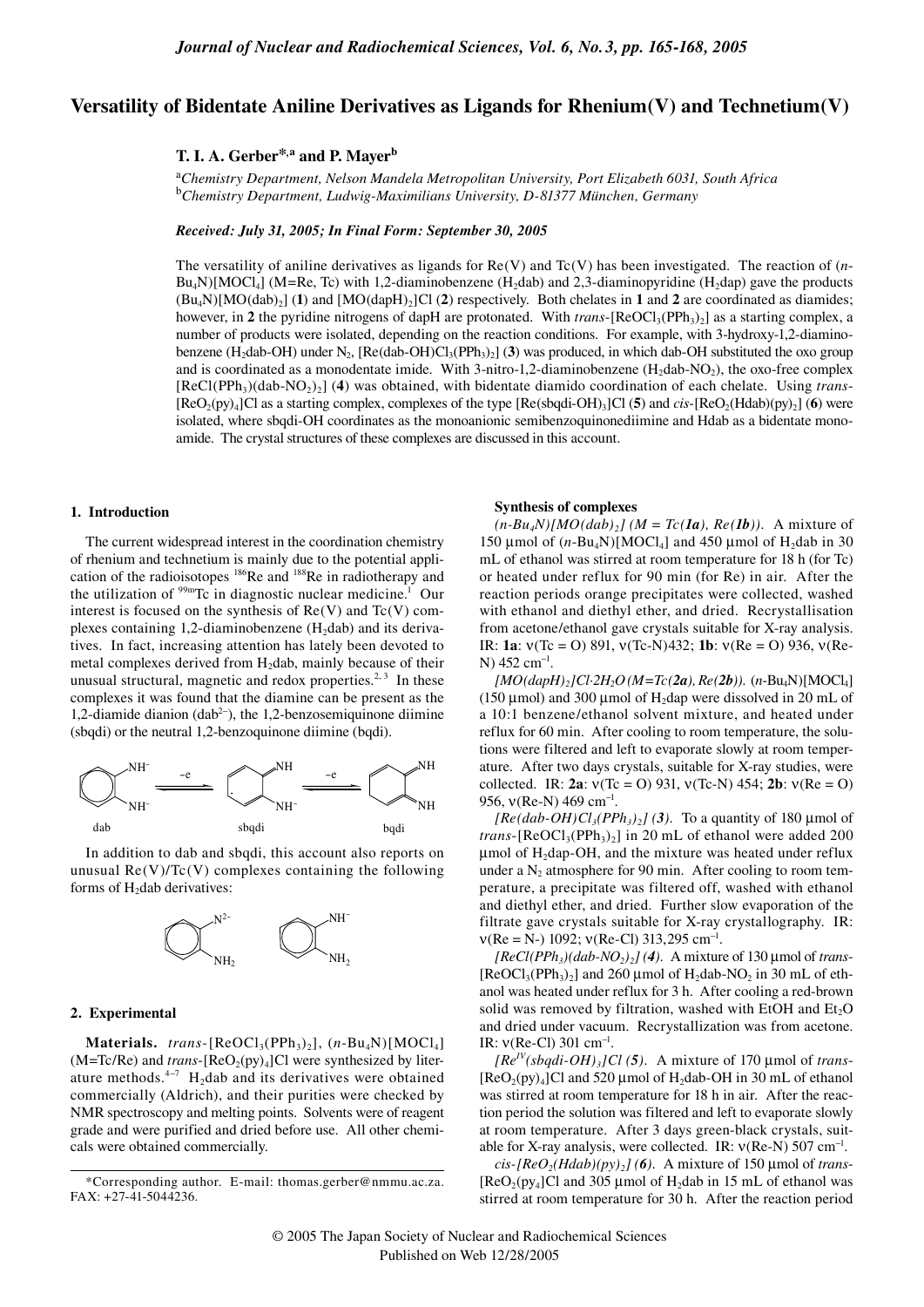# Versatility of Bidentate Aniline Derivatives as Ligands for Rhenium(V) and Technetium(V)

**T. I. A. Gerber\*[,a] and P. Mayer[b]**

[a]*Chemistry Department, Nelson Mandela Metropolitan University, Port Elizabeth 6031, South Africa*
[b]*Chemistry Department, Ludwig-Maximilians University, D-81377 München, Germany*

***Received: July 31, 2005; In Final Form: September 30, 2005***

The versatility of aniline derivatives as ligands for Re(V) and Tc(V) has been investigated. The reaction of ($n$-$Bu_4N$)[$MOCl_4$] (M=Re, Tc) with 1,2-diaminobenzene ($H_2$dab) and 2,3-diaminopyridine ($H_2$dap) gave the products ($Bu_4N$)[MO(dab)$_2$] (**1**) and [MO(dapH)$_2$]Cl (**2**) respectively. Both chelates in **1** and **2** are coordinated as diamides; however, in **2** the pyridine nitrogens of dapH are protonated. With *trans*-[$ReOCl_3(PPh_3)_2$] as a starting complex, a number of products were isolated, depending on the reaction conditions. For example, with 3-hydroxy-1,2-diaminobenzene ($H_2$dab-OH) under $N_2$, [Re(dab-OH)$Cl_3(PPh_3)_2$] (**3**) was produced, in which dab-OH substituted the oxo group and is coordinated as a monodentate imide. With 3-nitro-1,2-diaminobenzene ($H_2$dab-$NO_2$), the oxo-free complex [ReCl($PPh_3$)(dab-$NO_2$)$_2$] (**4**) was obtained, with bidentate diamido coordination of each chelate. Using *trans*-[$ReO_2(py)_4$]Cl as a starting complex, complexes of the type [Re(sbqdi-OH)$_3$]Cl (**5**) and *cis*-[$ReO_2$(Hdab)(py)$_2$] (**6**) were isolated, where sbqdi-OH coordinates as the monoanionic semibenzoquinonediimine and Hdab as a bidentate monoamide. The crystal structures of these complexes are discussed in this account.

## 1. Introduction

The current widespread interest in the coordination chemistry of rhenium and technetium is mainly due to the potential application of the radioisotopes $^{186}$Re and $^{188}$Re in radiotherapy and the utilization of $^{99m}$Tc in diagnostic nuclear medicine.[1] Our interest is focused on the synthesis of Re(V) and Tc(V) complexes containing 1,2-diaminobenzene ($H_2$dab) and its derivatives. In fact, increasing attention has lately been devoted to metal complexes derived from $H_2$dab, mainly because of their unusual structural, magnetic and redox properties.[2, 3] In these complexes it was found that the diamine can be present as the 1,2-diamide dianion (dab$^{2-}$), the 1,2-benzosemiquinone diimine (sbqdi) or the neutral 1,2-benzoquinone diimine (bqdi).

dab ⇌(−e) sbqdi ⇌(−e) bqdi

In addition to dab and sbqdi, this account also reports on unusual Re(V)/Tc(V) complexes containing the following forms of $H_2$dab derivatives:

## 2. Experimental

**Materials.** *trans*-[$ReOCl_3(PPh_3)_2$], ($n$-$Bu_4N$)[$MOCl_4$] (M=Tc/Re) and *trans*-[$ReO_2(py)_4$]Cl were synthesized by literature methods.[4–7] $H_2$dab and its derivatives were obtained commercially (Aldrich), and their purities were checked by NMR spectroscopy and melting points. Solvents were of reagent grade and were purified and dried before use. All other chemicals were obtained commercially.

**Synthesis of complexes**

*($n$-$Bu_4N$)[MO(dab)$_2$] (M = Tc(**1a**), Re(**1b**)).* A mixture of 150 μmol of ($n$-$Bu_4N$)[$MOCl_4$] and 450 μmol of $H_2$dab in 30 mL of ethanol was stirred at room temperature for 18 h (for Tc) or heated under reflux for 90 min (for Re) in air. After the reaction periods orange precipitates were collected, washed with ethanol and diethyl ether, and dried. Recrystallisation from acetone/ethanol gave crystals suitable for X-ray analysis. IR: **1a**: ν(Tc = O) 891, ν(Tc-N)432; **1b**: ν(Re = O) 936, ν(Re-N) 452 cm$^{-1}$.

*[MO(dapH)$_2$]Cl·2$H_2$O (M=Tc(**2a**), Re(**2b**)).* ($n$-$Bu_4N$)[$MOCl_4$] (150 μmol) and 300 μmol of $H_2$dap were dissolved in 20 mL of a 10:1 benzene/ethanol solvent mixture, and heated under reflux for 60 min. After cooling to room temperature, the solutions were filtered and left to evaporate slowly at room temperature. After two days crystals, suitable for X-ray studies, were collected. IR: **2a**: ν(Tc = O) 931, ν(Tc-N) 454; **2b**: ν(Re = O) 956, ν(Re-N) 469 cm$^{-1}$.

*[Re(dab-OH)$Cl_3(PPh_3)_2$] (**3**).* To a quantity of 180 μmol of *trans*-[$ReOCl_3(PPh_3)_2$] in 20 mL of ethanol were added 200 μmol of $H_2$dap-OH, and the mixture was heated under reflux under a $N_2$ atmosphere for 90 min. After cooling to room temperature, a precipitate was filtered off, washed with ethanol and diethyl ether, and dried. Further slow evaporation of the filtrate gave crystals suitable for X-ray crystallography. IR: ν(Re = N-) 1092; ν(Re-Cl) 313,295 cm$^{-1}$.

*[ReCl($PPh_3$)(dab-$NO_2$)$_2$] (**4**).* A mixture of 130 μmol of *trans*-[$ReOCl_3(PPh_3)_2$] and 260 μmol of $H_2$dab-$NO_2$ in 30 mL of ethanol was heated under reflux for 3 h. After cooling a red-brown solid was removed by filtration, washed with EtOH and $Et_2O$ and dried under vacuum. Recrystallization was from acetone. IR: ν(Re-Cl) 301 cm$^{-1}$.

*[Re$^{IV}$(sbqdi-OH)$_3$]Cl (**5**).* A mixture of 170 μmol of *trans*-[$ReO_2(py)_4$]Cl and 520 μmol of $H_2$dab-OH in 30 mL of ethanol was stirred at room temperature for 18 h in air. After the reaction period the solution was filtered and left to evaporate slowly at room temperature. After 3 days green-black crystals, suitable for X-ray analysis, were collected. IR: ν(Re-N) 507 cm$^{-1}$.

*cis-[$ReO_2$(Hdab)(py)$_2$] (**6**).* A mixture of 150 μmol of *trans*-[$ReO_2$(py$_4$]Cl and 305 μmol of $H_2$dab in 15 mL of ethanol was stirred at room temperature for 30 h. After the reaction period

---

\*Corresponding author. E-mail: thomas.gerber@nmmu.ac.za. FAX: +27-41-5044236.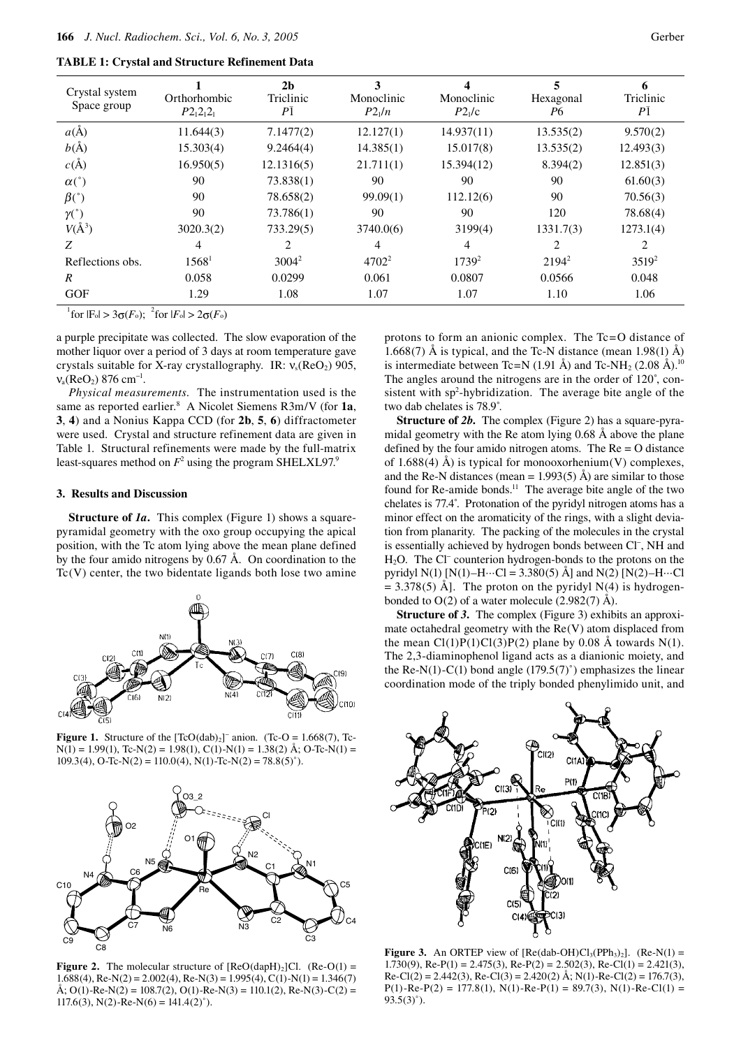**TABLE 1: Crystal and Structure Refinement Data**

| Crystal system Space group | 1 Orthorhombic $P2_12_12_1$ | 2b Triclinic $P\bar{1}$ | 3 Monoclinic $P2_1/n$ | 4 Monoclinic $P2_1/c$ | 5 Hexagonal $P6$ | 6 Triclinic $P\bar{1}$ |
|---|---|---|---|---|---|---|
| $a$(Å) | 11.644(3) | 7.1477(2) | 12.127(1) | 14.937(11) | 13.535(2) | 9.570(2) |
| $b$(Å) | 15.303(4) | 9.2464(4) | 14.385(1) | 15.017(8) | 13.535(2) | 12.493(3) |
| $c$(Å) | 16.950(5) | 12.1316(5) | 21.711(1) | 15.394(12) | 8.394(2) | 12.851(3) |
| $\alpha$(°) | 90 | 73.838(1) | 90 | 90 | 90 | 61.60(3) |
| $\beta$(°) | 90 | 78.658(2) | 99.09(1) | 112.12(6) | 90 | 70.56(3) |
| $\gamma$(°) | 90 | 73.786(1) | 90 | 90 | 120 | 78.68(4) |
| $V$(Å$^3$) | 3020.3(2) | 733.29(5) | 3740.0(6) | 3199(4) | 1331.7(3) | 1273.1(4) |
| $Z$ | 4 | 2 | 4 | 4 | 2 | 2 |
| Reflections obs. | 1568[1] | 3004[2] | 4702[2] | 1739[2] | 2194[2] | 3519[2] |
| $R$ | 0.058 | 0.0299 | 0.061 | 0.0807 | 0.0566 | 0.048 |
| GOF | 1.29 | 1.08 | 1.07 | 1.07 | 1.10 | 1.06 |

[1]for $|F_o| > 3\sigma(F_o)$; [2]for $|F_o| > 2\sigma(F_o)$

a purple precipitate was collected. The slow evaporation of the mother liquor over a period of 3 days at room temperature gave crystals suitable for X-ray crystallography. IR: $\nu_s(ReO_2)$ 905, $\nu_a(ReO_2)$ 876 cm$^{-1}$.

*Physical measurements.* The instrumentation used is the same as reported earlier.[8] A Nicolet Siemens R3m/V (for **1a**, **3**, **4**) and a Nonius Kappa CCD (for **2b**, **5**, **6**) diffractometer were used. Crystal and structure refinement data are given in Table 1. Structural refinements were made by the full-matrix least-squares method on $F^2$ using the program SHELXL97.[9]

## 3. Results and Discussion

**Structure of *1a*.** This complex (Figure 1) shows a square-pyramidal geometry with the oxo group occupying the apical position, with the Tc atom lying above the mean plane defined by the four amido nitrogens by 0.67 Å. On coordination to the Tc(V) center, the two bidentate ligands both lose two amine protons to form an anionic complex. The Tc=O distance of 1.668(7) Å is typical, and the Tc-N distance (mean 1.98(1) Å) is intermediate between Tc=N (1.91 Å) and Tc-$NH_2$ (2.08 Å).[10] The angles around the nitrogens are in the order of 120°, consistent with sp$^2$-hybridization. The average bite angle of the two dab chelates is 78.9°.

**Figure 1.** Structure of the $[TcO(dab)_2]^-$ anion. (Tc-O = 1.668(7), Tc-N(1) = 1.99(1), Tc-N(2) = 1.98(1), C(1)-N(1) = 1.38(2) Å; O-Tc-N(1) = 109.3(4), O-Tc-N(2) = 110.0(4), N(1)-Tc-N(2) = 78.8(5)°).

**Figure 2.** The molecular structure of $[ReO(dapH)_2]Cl$. (Re-O(1) = 1.688(4), Re-N(2) = 2.002(4), Re-N(3) = 1.995(4), C(1)-N(1) = 1.346(7) Å; O(1)-Re-N(2) = 108.7(2), O(1)-Re-N(3) = 110.1(2), Re-N(3)-C(2) = 117.6(3), N(2)-Re-N(6) = 141.4(2)°).

**Structure of *2b*.** The complex (Figure 2) has a square-pyramidal geometry with the Re atom lying 0.68 Å above the plane defined by the four amido nitrogen atoms. The Re = O distance of 1.688(4) Å) is typical for monooxorhenium(V) complexes, and the Re-N distances (mean = 1.993(5) Å) are similar to those found for Re-amide bonds.[11] The average bite angle of the two chelates is 77.4°. Protonation of the pyridyl nitrogen atoms has a minor effect on the aromaticity of the rings, with a slight deviation from planarity. The packing of the molecules in the crystal is essentially achieved by hydrogen bonds between $Cl^-$, NH and $H_2O$. The $Cl^-$ counterion hydrogen-bonds to the protons on the pyridyl N(1) [N(1)–H···Cl = 3.380(5) Å] and N(2) [N(2)–H···Cl = 3.378(5) Å]. The proton on the pyridyl N(4) is hydrogen-bonded to O(2) of a water molecule (2.982(7) Å).

**Structure of *3*.** The complex (Figure 3) exhibits an approximate octahedral geometry with the Re(V) atom displaced from the mean Cl(1)P(1)Cl(3)P(2) plane by 0.08 Å towards N(1). The 2,3-diaminophenol ligand acts as a dianionic moiety, and the Re-N(1)-C(1) bond angle (179.5(7)°) emphasizes the linear coordination mode of the triply bonded phenylimido unit, and

**Figure 3.** An ORTEP view of $[Re(dab\text{-}OH)Cl_3(PPh_3)_2]$. (Re-N(1) = 1.730(9), Re-P(1) = 2.475(3), Re-P(2) = 2.502(3), Re-Cl(1) = 2.421(3), Re-Cl(2) = 2.442(3), Re-Cl(3) = 2.420(2) Å; N(1)-Re-Cl(2) = 176.7(3), P(1)-Re-P(2) = 177.8(1), N(1)-Re-P(1) = 89.7(3), N(1)-Re-Cl(1) = 93.5(3)°).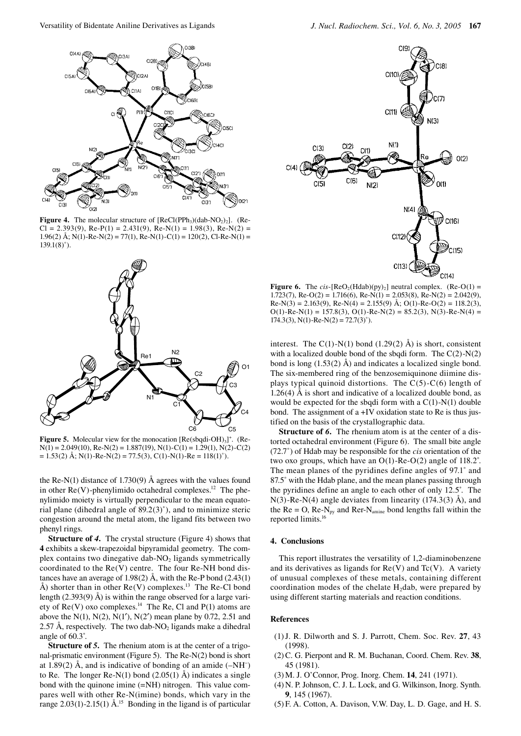**Figure 4.** The molecular structure of $[ReCl(PPh_3)(dab\text{-}NO_2)_2]$. (Re-Cl = 2.393(9), Re-P(1) = 2.431(9), Re-N(1) = 1.98(3), Re-N(2) = 1.96(2) Å; N(1)-Re-N(2) = 77(1), Re-N(1)-C(1) = 120(2), Cl-Re-N(1) = 139.1(8)°).

**Figure 5.** Molecular view for the monocation $[Re(sbqdi\text{-}OH)_3]^+$. (Re-N(1) = 2.049(10), Re-N(2) = 1.887(19), N(1)-C(1) = 1.29(1), N(2)-C(2) = 1.53(2) Å; N(1)-Re-N(2) = 77.5(3), C(1)-N(1)-Re = 118(1)°).

the Re-N(1) distance of 1.730(9) Å agrees with the values found in other Re(V)-phenylimido octahedral complexes.[12] The phenylimido moiety is virtually perpendicular to the mean equatorial plane (dihedral angle of 89.2(3)°), and to minimize steric congestion around the metal atom, the ligand fits between two phenyl rings.

**Structure of *4*.** The crystal structure (Figure 4) shows that **4** exhibits a skew-trapezoidal bipyramidal geometry. The complex contains two dinegative dab-$NO_2$ ligands symmetrically coordinated to the Re(V) centre. The four Re-NH bond distances have an average of 1.98(2) Å, with the Re-P bond (2.43(1) Å) shorter than in other Re(V) complexes.[13] The Re-Cl bond length (2.393(9) Å) is within the range observed for a large variety of Re(V) oxo complexes.[14] The Re, Cl and P(1) atoms are above the N(1), N(2), N(1′), N(2′) mean plane by 0.72, 2.51 and 2.57 Å, respectively. The two dab-$NO_2$ ligands make a dihedral angle of 60.3°.

**Structure of *5*.** The rhenium atom is at the center of a trigonal-prismatic environment (Figure 5). The Re-N(2) bond is short at 1.89(2) Å, and is indicative of bonding of an amide ($-NH^-$) to Re. The longer Re-N(1) bond (2.05(1) Å) indicates a single bond with the quinone imine (=NH) nitrogen. This value compares well with other Re-N(imine) bonds, which vary in the range 2.03(1)-2.15(1) Å.[15] Bonding in the ligand is of particular interest. The C(1)-N(1) bond (1.29(2) Å) is short, consistent with a localized double bond of the sbqdi form. The C(2)-N(2) bond is long (1.53(2) Å) and indicates a localized single bond. The six-membered ring of the benzosemiquinone diimine displays typical quinoid distortions. The C(5)-C(6) length of 1.26(4) Å is short and indicative of a localized double bond, as would be expected for the sbqdi form with a C(1)-N(1) double bond. The assignment of a +IV oxidation state to Re is thus justified on the basis of the crystallographic data.

**Figure 6.** The *cis*-$[ReO_2(Hdab)(py)_2]$ neutral complex. (Re-O(1) = 1.723(7), Re-O(2) = 1.716(6), Re-N(1) = 2.053(8), Re-N(2) = 2.042(9), Re-N(3) = 2.163(9), Re-N(4) = 2.155(9) Å; O(1)-Re-O(2) = 118.2(3), O(1)-Re-N(1) = 157.8(3), O(1)-Re-N(2) = 85.2(3), N(3)-Re-N(4) = 174.3(3), N(1)-Re-N(2) = 72.7(3)°).

**Structure of *6*.** The rhenium atom is at the center of a distorted octahedral environment (Figure 6). The small bite angle (72.7°) of Hdab may be responsible for the *cis* orientation of the two oxo groups, which have an O(1)-Re-O(2) angle of 118.2°. The mean planes of the pyridines define angles of 97.1° and 87.5° with the Hdab plane, and the mean planes passing through the pyridines define an angle to each other of only 12.5°. The N(3)-Re-N(4) angle deviates from linearity (174.3(3) Å), and the Re = O, Re-$N_{py}$ and Rer-$N_{amine}$ bond lengths fall within the reported limits.[16]

## 4. Conclusions

This report illustrates the versatility of 1,2-diaminobenzene and its derivatives as ligands for Re(V) and Tc(V). A variety of unusual complexes of these metals, containing different coordination modes of the chelate $H_2dab$, were prepared by using different starting materials and reaction conditions.

## References

(1) J. R. Dilworth and S. J. Parrott, Chem. Soc. Rev. **27**, 43 (1998).
(2) C. G. Pierpont and R. M. Buchanan, Coord. Chem. Rev. **38**, 45 (1981).
(3) M. J. O'Connor, Prog. Inorg. Chem. **14**, 241 (1971).
(4) N. P. Johnson, C. J. L. Lock, and G. Wilkinson, Inorg. Synth. **9**, 145 (1967).
(5) F. A. Cotton, A. Davison, V.W. Day, L. D. Gage, and H. S.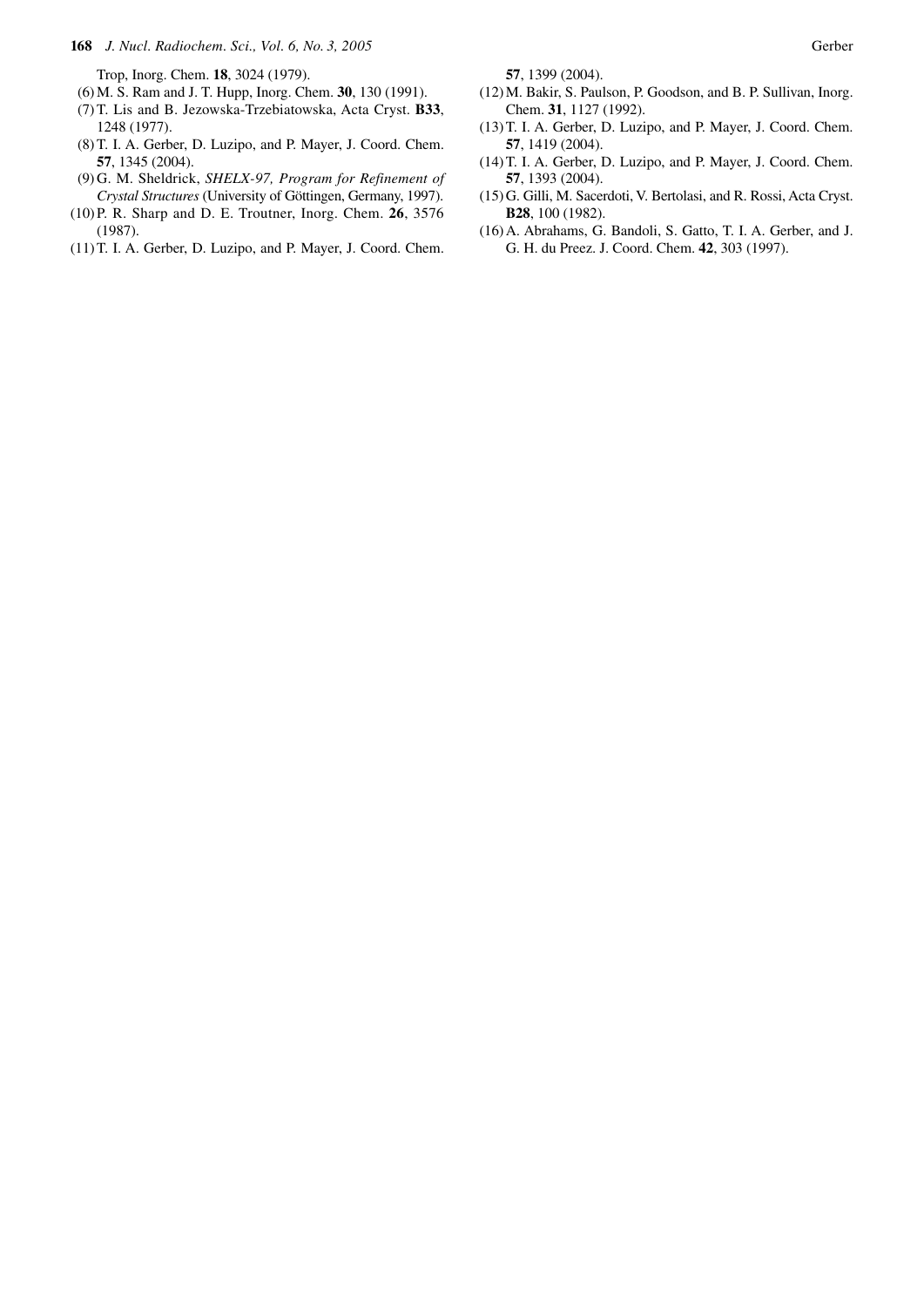Trop, Inorg. Chem. **18**, 3024 (1979).

(6) M. S. Ram and J. T. Hupp, Inorg. Chem. **30**, 130 (1991).

(7) T. Lis and B. Jezowska-Trzebiatowska, Acta Cryst. **B33**, 1248 (1977).

(8) T. I. A. Gerber, D. Luzipo, and P. Mayer, J. Coord. Chem. **57**, 1345 (2004).

(9) G. M. Sheldrick, *SHELX-97, Program for Refinement of Crystal Structures* (University of Göttingen, Germany, 1997).

(10) P. R. Sharp and D. E. Troutner, Inorg. Chem. **26**, 3576 (1987).

(11) T. I. A. Gerber, D. Luzipo, and P. Mayer, J. Coord. Chem. **57**, 1399 (2004).

(12) M. Bakir, S. Paulson, P. Goodson, and B. P. Sullivan, Inorg. Chem. **31**, 1127 (1992).

(13) T. I. A. Gerber, D. Luzipo, and P. Mayer, J. Coord. Chem. **57**, 1419 (2004).

(14) T. I. A. Gerber, D. Luzipo, and P. Mayer, J. Coord. Chem. **57**, 1393 (2004).

(15) G. Gilli, M. Sacerdoti, V. Bertolasi, and R. Rossi, Acta Cryst. **B28**, 100 (1982).

(16) A. Abrahams, G. Bandoli, S. Gatto, T. I. A. Gerber, and J. G. H. du Preez. J. Coord. Chem. **42**, 303 (1997).